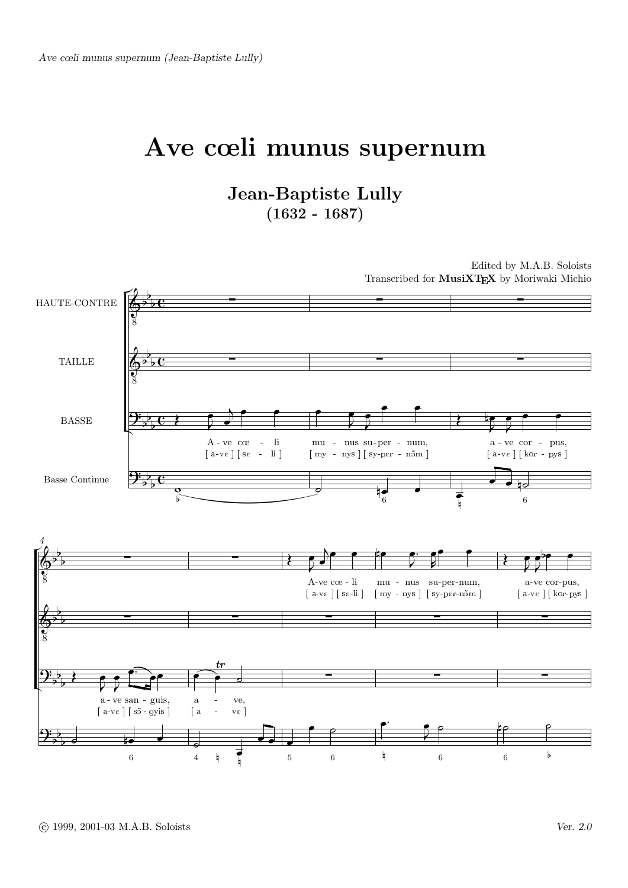# Ave cœli munus supernum

## Jean-Baptiste Lully
### (1632 - 1687)

Edited by M.A.B. Soloists
Transcribed for **MusiXTEX** by Moriwaki Michio

HAUTE-CONTRE

TAILLE

BASSE

Basse Continue

A - ve cœ - li mu - nus su - per - num, a - ve cor - pus,
[ a-vɛ ] [ sɛ - li ] [ my - nys ] [ sy-pɛr - nɔ̃m ] [ a-vɛ ] [ kɔr - pys ]

a - ve san - guis, a - ve,
[ a-vɛ ] [ sɔ̃ - gyis ] [ a - vɛ ]

A-ve cœ - li mu - nus su-per-num, a-ve cor-pus,
[ a-vɛ ] [ sɛ-li ] [ my - nys ] [ sy-pɛr-nɔ̃m ] [ a-vɛ ] [ kɔr-pys ]

© 1999, 2001-03 M.A.B. Soloists

*Ver. 2.0*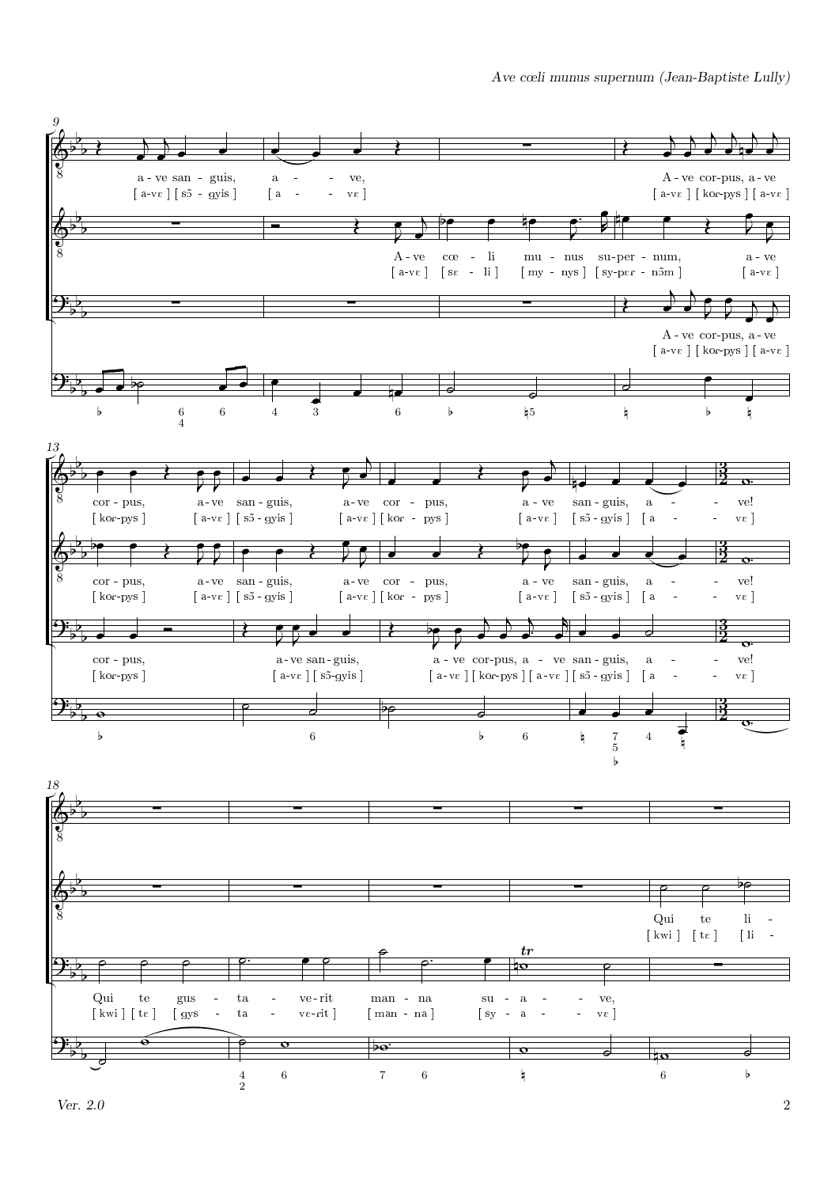9

a-ve san-guis, a - ve, A-ve cor-pus, a-ve
[ a-vɛ ] [ sɔ̃ - gyis ] [ a - vɛ ] [ a-vɛ ] [ kor-pys ] [ a-vɛ ]

A-ve cœ - li mu - nus su-per - num, a-ve
[ a-vɛ ] [ sɛ - li ] [ my - nys ] [ sy-pɛr - nɔ̃m ] [ a-vɛ ]

A-ve cor-pus, a-ve
[ a-vɛ ] [ kor-pys ] [ a-vɛ ]

♭ 6 4 6 4 3 6 ♭ ♮5 ♮ ♭ ♮

13

cor - pus, a-ve san - guis, a-ve cor - pus, a - ve san - guis, a - - ve!
[ kor-pys ] [ a-vɛ ] [ sɔ̃ - gyis ] [ a-vɛ ] [ kor - pys ] [ a-vɛ ] [ sɔ̃ - gyis ] [ a - - vɛ ]

cor - pus, a-ve san - guis, a-ve cor - pus, a - ve san - guis, a - - ve!
[ kor-pys ] [ a-vɛ ] [ sɔ̃ - gyis ] [ a-vɛ ] [ kor - pys ] [ a-vɛ ] [ sɔ̃ - gyis ] [ a - - vɛ ]

cor - pus, a-ve san-guis, a-ve cor-pus, a - ve san - guis, a - - ve!
[ kor-pys ] [ a-vɛ ] [ sɔ̃-gyis ] [ a-vɛ ] [ kor-pys ] [ a-vɛ ] [ sɔ̃ - gyis ] [ a - - vɛ ]

♭ 6 ♭ 6 ♮ 7 5 ♭ 4 ♮

18

Qui te li -
[ kwi ] [ tɛ ] [ li -

Qui te gus - ta - ve-rit man - na su - a - - ve,
[ kwi ] [ tɛ ] [ gys - ta - vɛ-rit ] [ man - na ] [ sy - a - - vɛ ]

4 2 6 7 6 ♮ 6 ♭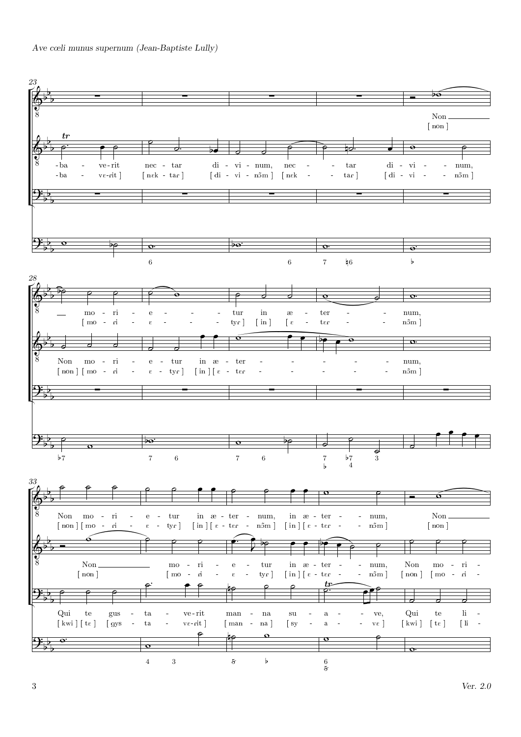23

Non ___ [ non ]

-ba - ve-rit nec - tar di - vi - num, nec - tar di - vi - num,
-ba - vɛ-rit ] [ nɛk - tar ] [ di - vi - nɔ̃m ] [ nɛk - tar ] [ di - vi - nɔ̃m ]

6 6 7 ♮6 ♭

28

mo - ri - e - tur in æ - ter - num,
[ mo - ri - ɛ - tyr ] [ in ] [ ɛ - tɛr - nɔ̃m ]

Non mo - ri - e - tur in æ - ter - num,
[ non ] [ mo - ri - ɛ - tyr ] [ in ] [ ɛ - tɛr - nɔ̃m ]

♭7 7 6 7 6 7 ♭ ♭7 4 3

33

Non mo - ri - e - tur in æ - ter - num, in æ - ter - num, Non ___
[ non ] [ mo - ri - ɛ - tyr ] [ in ] [ ɛ - tɛr - nɔ̃m ] [ in ] [ ɛ - tɛr - nɔ̃m ] [ non ]

Non ___ mo - ri - e - tur in æ - ter - num, Non mo - ri -
[ non ] [ mo - ri - ɛ - tyr ] [ in ] [ ɛ - tɛr - nɔ̃m ] [ non ] [ mo - ri -

Qui te gus - ta - ve-rit man - na su - a - ve, Qui te li -
[ kwi ] [ tɛ ] [ gys - ta - vɛ-rit ] [ man - na ] [ sy - a - vɛ ] [ kwi ] [ tɛ ] [ li -

4 3 5 ♭ 6 5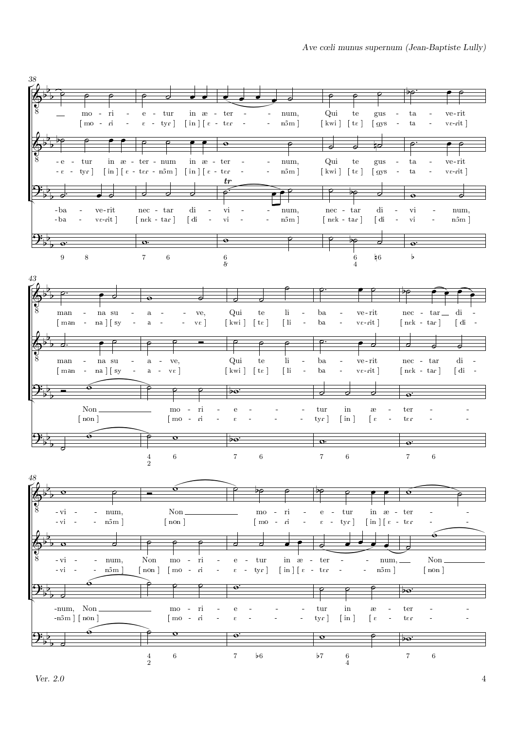38

mo - ri - e - tur in æ - ter - num, Qui te gus - ta - ve-rit
[ mo - ɾi - ɛ - tyɾ ] [ in ] [ ɛ - tɛɾ - nɔ̃m ] [ kwi ] [ tɛ ] [ gys - ta - vɛ-ɾit ]

-e - tur in æ - ter - num in æ - ter - num, Qui te gus - ta - ve-rit
-ɛ - tyɾ ] [ in ] [ ɛ - tɛɾ - nɔ̃m ] [ in ] [ ɛ - tɛɾ - nɔ̃m ] [ kwi ] [ tɛ ] [ gys - ta - vɛ-ɾit ]

-ba - ve-rit nec - tar di - vi - num, nec - tar di - vi - num,
-ba - vɛ-ɾit ] [ nɛk - taɾ ] [ di - vi - nɔ̃m ] [ nɛk - taɾ ] [ di - vi - nɔ̃m ]

43

man - na su - a - ve, Qui te li - ba - ve-rit nec - tar di -
[ man - na ] [ sy - a - vɛ ] [ kwi ] [ tɛ ] [ li - ba - vɛ-ɾit ] [ nɛk - taɾ ] [ di -

man - na su - a - ve, Qui te li - ba - ve-rit nec - tar di -
[ man - na ] [ sy - a - vɛ ] [ kwi ] [ tɛ ] [ li - ba - vɛ-ɾit ] [ nɛk - taɾ ] [ di -

Non mo - ri - e - tur in æ - ter -
[ non ] [ mo - ɾi - ɛ - tyɾ ] [ in ] [ ɛ - tɛɾ -

48

-vi - num, Non mo - ri - e - tur in æ - ter -
-vi - nɔ̃m ] [ non ] [ mo - ɾi - ɛ - tyɾ ] [ in ] [ ɛ - tɛɾ -

-vi - num, Non mo - ri - e - tur in æ - ter - num, Non
-vi - nɔ̃m ] [ non ] [ mo - ɾi - ɛ - tyɾ ] [ in ] [ ɛ - tɛɾ - nɔ̃m ] [ non ]

-num, Non mo - ri - e - tur in æ - ter -
-nɔ̃m ] [ non ] [ mo - ɾi - ɛ - tyɾ ] [ in ] [ ɛ - tɛɾ -